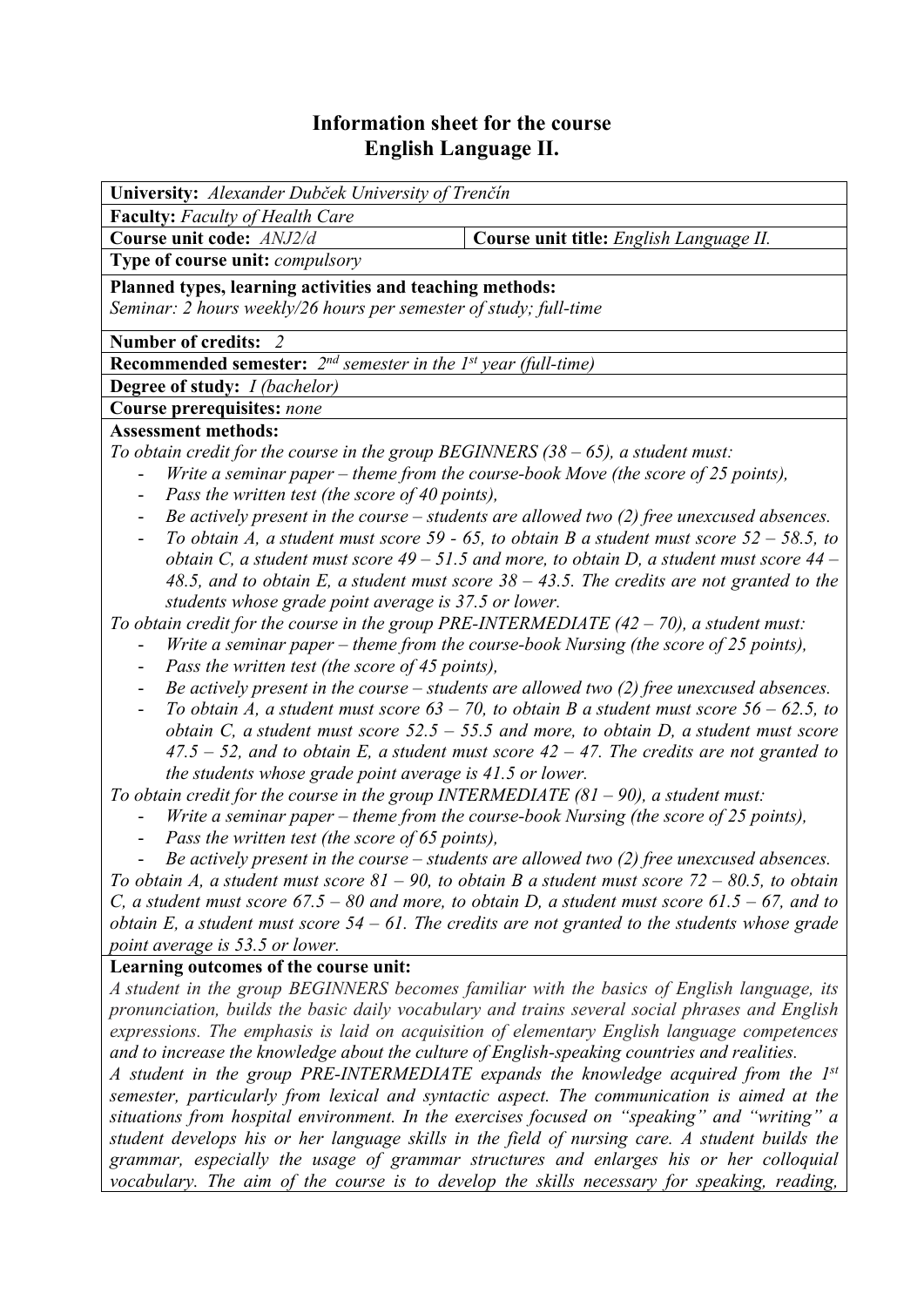# Information sheet for the course
# English Language II.

**University:** *Alexander Dubček University of Trenčín*

**Faculty:** *Faculty of Health Care*

| **Course unit code:** *ANJ2/d* | **Course unit title:** *English Language II.* |
|---|---|

**Type of course unit:** *compulsory*

**Planned types, learning activities and teaching methods:**
*Seminar: 2 hours weekly/26 hours per semester of study; full-time*

**Number of credits:** *2*

**Recommended semester:** *2nd semester in the 1st year (full-time)*

**Degree of study:** *I (bachelor)*

**Course prerequisites:** *none*

**Assessment methods:**

*To obtain credit for the course in the group BEGINNERS (38 – 65), a student must:*

- *Write a seminar paper – theme from the course-book Move (the score of 25 points),*
- *Pass the written test (the score of 40 points),*
- *Be actively present in the course – students are allowed two (2) free unexcused absences.*
- *To obtain A, a student must score 59 - 65, to obtain B a student must score 52 – 58.5, to obtain C, a student must score 49 – 51.5 and more, to obtain D, a student must score 44 – 48.5, and to obtain E, a student must score 38 – 43.5. The credits are not granted to the students whose grade point average is 37.5 or lower.*

*To obtain credit for the course in the group PRE-INTERMEDIATE (42 – 70), a student must:*

- *Write a seminar paper – theme from the course-book Nursing (the score of 25 points),*
- *Pass the written test (the score of 45 points),*
- *Be actively present in the course – students are allowed two (2) free unexcused absences.*
- *To obtain A, a student must score 63 – 70, to obtain B a student must score 56 – 62.5, to obtain C, a student must score 52.5 – 55.5 and more, to obtain D, a student must score 47.5 – 52, and to obtain E, a student must score 42 – 47. The credits are not granted to the students whose grade point average is 41.5 or lower.*

*To obtain credit for the course in the group INTERMEDIATE (81 – 90), a student must:*

- *Write a seminar paper – theme from the course-book Nursing (the score of 25 points),*
- *Pass the written test (the score of 65 points),*
- *Be actively present in the course – students are allowed two (2) free unexcused absences.*

*To obtain A, a student must score 81 – 90, to obtain B a student must score 72 – 80.5, to obtain C, a student must score 67.5 – 80 and more, to obtain D, a student must score 61.5 – 67, and to obtain E, a student must score 54 – 61. The credits are not granted to the students whose grade point average is 53.5 or lower.*

**Learning outcomes of the course unit:**

*A student in the group BEGINNERS becomes familiar with the basics of English language, its pronunciation, builds the basic daily vocabulary and trains several social phrases and English expressions. The emphasis is laid on acquisition of elementary English language competences and to increase the knowledge about the culture of English-speaking countries and realities.*

*A student in the group PRE-INTERMEDIATE expands the knowledge acquired from the 1st semester, particularly from lexical and syntactic aspect. The communication is aimed at the situations from hospital environment. In the exercises focused on "speaking" and "writing" a student develops his or her language skills in the field of nursing care. A student builds the grammar, especially the usage of grammar structures and enlarges his or her colloquial vocabulary. The aim of the course is to develop the skills necessary for speaking, reading,*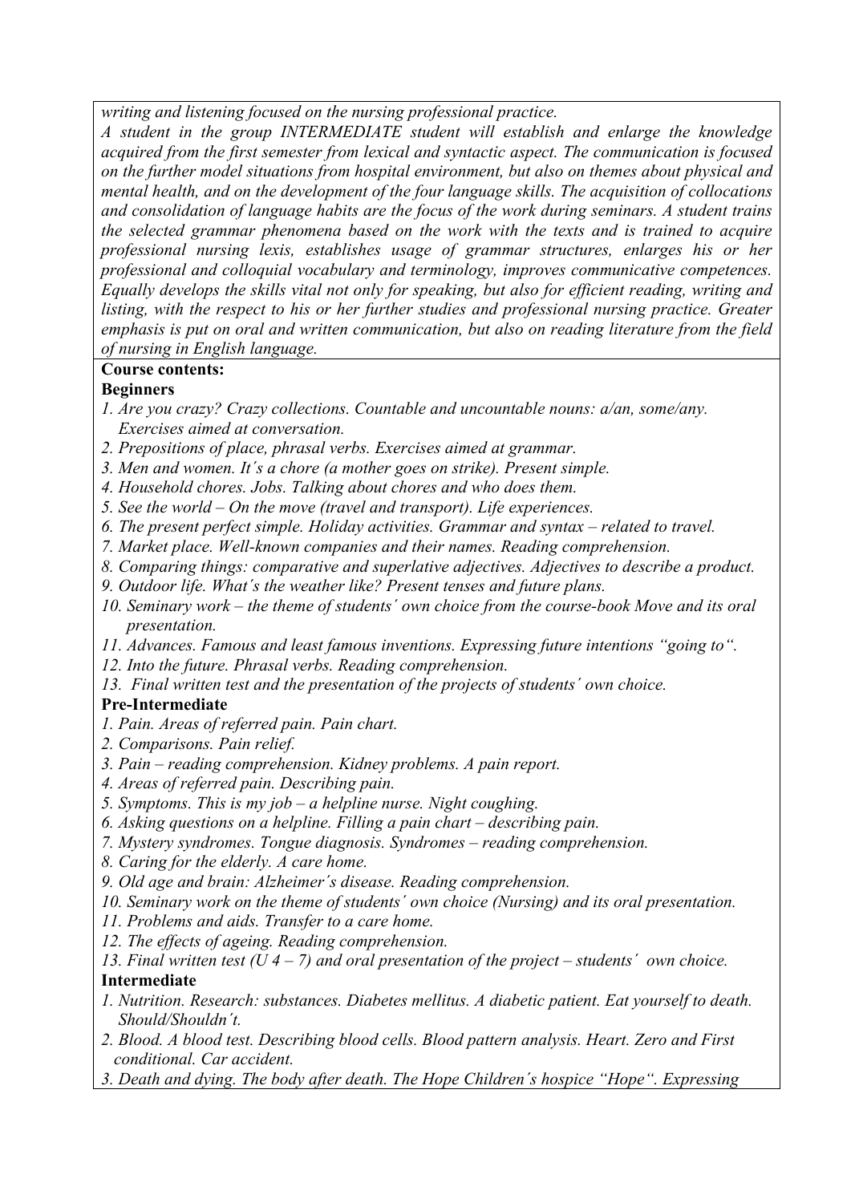*writing and listening focused on the nursing professional practice.*

*A student in the group INTERMEDIATE student will establish and enlarge the knowledge acquired from the first semester from lexical and syntactic aspect. The communication is focused on the further model situations from hospital environment, but also on themes about physical and mental health, and on the development of the four language skills. The acquisition of collocations and consolidation of language habits are the focus of the work during seminars. A student trains the selected grammar phenomena based on the work with the texts and is trained to acquire professional nursing lexis, establishes usage of grammar structures, enlarges his or her professional and colloquial vocabulary and terminology, improves communicative competences. Equally develops the skills vital not only for speaking, but also for efficient reading, writing and listing, with the respect to his or her further studies and professional nursing practice. Greater emphasis is put on oral and written communication, but also on reading literature from the field of nursing in English language.*

**Course contents:**

**Beginners**

*1. Are you crazy? Crazy collections. Countable and uncountable nouns: a/an, some/any. Exercises aimed at conversation.*
*2. Prepositions of place, phrasal verbs. Exercises aimed at grammar.*
*3. Men and women. It´s a chore (a mother goes on strike). Present simple.*
*4. Household chores. Jobs. Talking about chores and who does them.*
*5. See the world – On the move (travel and transport). Life experiences.*
*6. The present perfect simple. Holiday activities. Grammar and syntax – related to travel.*
*7. Market place. Well-known companies and their names. Reading comprehension.*
*8. Comparing things: comparative and superlative adjectives. Adjectives to describe a product.*
*9. Outdoor life. What´s the weather like? Present tenses and future plans.*
*10. Seminary work – the theme of students´ own choice from the course-book Move and its oral presentation.*
*11. Advances. Famous and least famous inventions. Expressing future intentions "going to".*
*12. Into the future. Phrasal verbs. Reading comprehension.*
*13. Final written test and the presentation of the projects of students´ own choice.*

**Pre-Intermediate**

*1. Pain. Areas of referred pain. Pain chart.*
*2. Comparisons. Pain relief.*
*3. Pain – reading comprehension. Kidney problems. A pain report.*
*4. Areas of referred pain. Describing pain.*
*5. Symptoms. This is my job – a helpline nurse. Night coughing.*
*6. Asking questions on a helpline. Filling a pain chart – describing pain.*
*7. Mystery syndromes. Tongue diagnosis. Syndromes – reading comprehension.*
*8. Caring for the elderly. A care home.*
*9. Old age and brain: Alzheimer´s disease. Reading comprehension.*
*10. Seminary work on the theme of students´ own choice (Nursing) and its oral presentation.*
*11. Problems and aids. Transfer to a care home.*
*12. The effects of ageing. Reading comprehension.*
*13. Final written test (U 4 – 7) and oral presentation of the project – students´ own choice.*

**Intermediate**

*1. Nutrition. Research: substances. Diabetes mellitus. A diabetic patient. Eat yourself to death. Should/Shouldn´t.*
*2. Blood. A blood test. Describing blood cells. Blood pattern analysis. Heart. Zero and First conditional. Car accident.*
*3. Death and dying. The body after death. The Hope Children´s hospice "Hope". Expressing*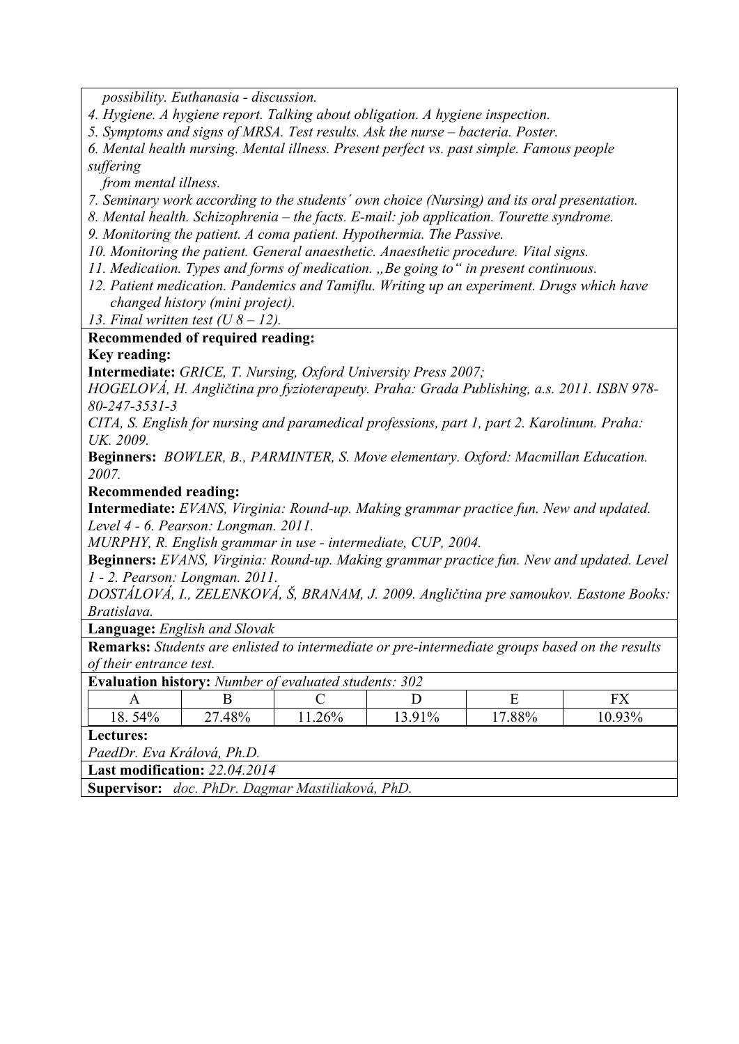*possibility. Euthanasia - discussion.*

*4. Hygiene. A hygiene report. Talking about obligation. A hygiene inspection.*

*5. Symptoms and signs of MRSA. Test results. Ask the nurse – bacteria. Poster.*

*6. Mental health nursing. Mental illness. Present perfect vs. past simple. Famous people suffering from mental illness.*

*7. Seminary work according to the students´ own choice (Nursing) and its oral presentation.*

*8. Mental health. Schizophrenia – the facts. E-mail: job application. Tourette syndrome.*

*9. Monitoring the patient. A coma patient. Hypothermia. The Passive.*

*10. Monitoring the patient. General anaesthetic. Anaesthetic procedure. Vital signs.*

*11. Medication. Types and forms of medication. „Be going to" in present continuous.*

*12. Patient medication. Pandemics and Tamiflu. Writing up an experiment. Drugs which have changed history (mini project).*

*13. Final written test (U 8 – 12).*

**Recommended of required reading:**

**Key reading:**

**Intermediate:** *GRICE, T. Nursing, Oxford University Press 2007;*

*HOGELOVÁ, H. Angličtina pro fyzioterapeuty. Praha: Grada Publishing, a.s. 2011. ISBN 978-80-247-3531-3*

*CITA, S. English for nursing and paramedical professions, part 1, part 2. Karolinum. Praha: UK. 2009.*

**Beginners:** *BOWLER, B., PARMINTER, S. Move elementary. Oxford: Macmillan Education. 2007.*

**Recommended reading:**

**Intermediate:** *EVANS, Virginia: Round-up. Making grammar practice fun. New and updated. Level 4 - 6. Pearson: Longman. 2011.*

*MURPHY, R. English grammar in use - intermediate, CUP, 2004.*

**Beginners:** *EVANS, Virginia: Round-up. Making grammar practice fun. New and updated. Level 1 - 2. Pearson: Longman. 2011.*

*DOSTÁLOVÁ, I., ZELENKOVÁ, Š, BRANAM, J. 2009. Angličtina pre samoukov. Eastone Books: Bratislava.*

**Language:** *English and Slovak*

**Remarks:** *Students are enlisted to intermediate or pre-intermediate groups based on the results of their entrance test.*

**Evaluation history:** *Number of evaluated students: 302*

| A | B | C | D | E | FX |
|---|---|---|---|---|---|
| 18. 54% | 27.48% | 11.26% | 13.91% | 17.88% | 10.93% |

**Lectures:**

*PaedDr. Eva Králová, Ph.D.*

**Last modification:** *22.04.2014*

**Supervisor:** *doc. PhDr. Dagmar Mastiliaková, PhD.*